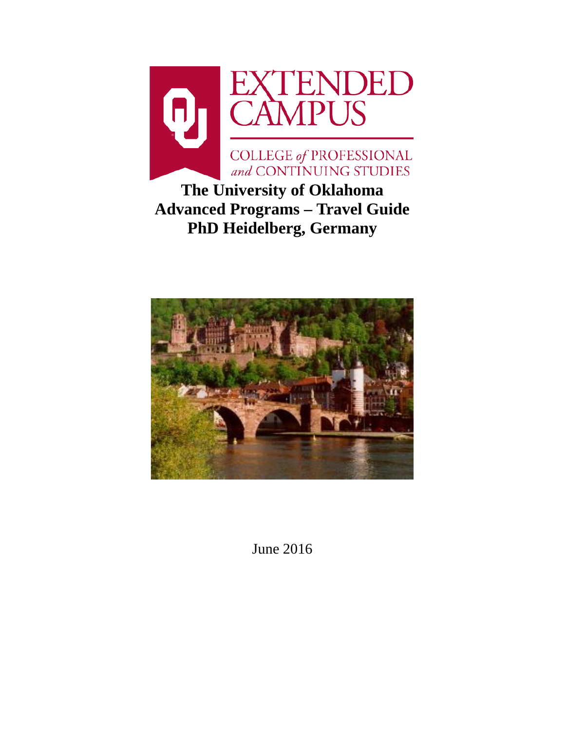EXTENDED CAMPUS

COLLEGE *of* PROFESSIONAL *and* CONTINUING STUDIES

# The University of Oklahoma Advanced Programs – Travel Guide PhD Heidelberg, Germany

June 2016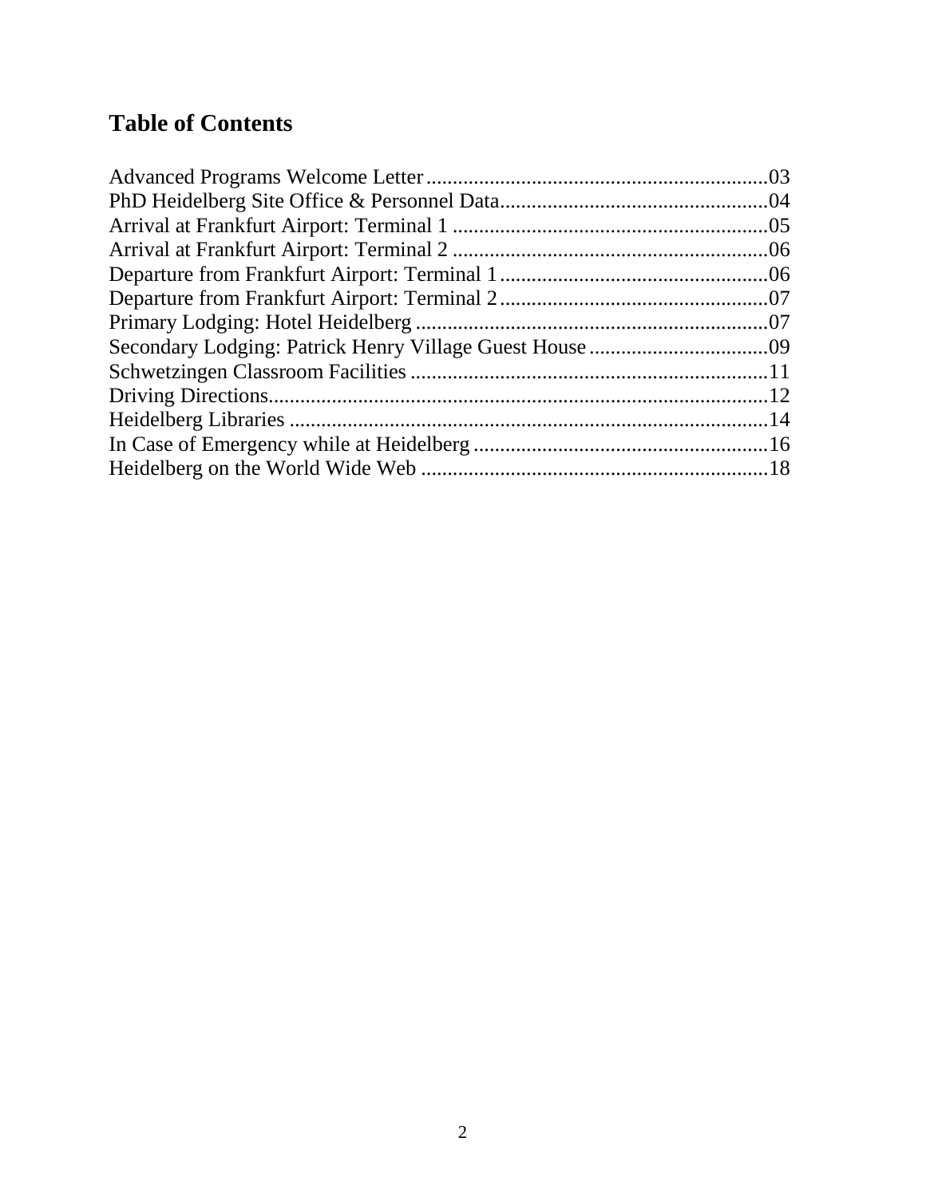## Table of Contents

Advanced Programs Welcome Letter................................................................03
PhD Heidelberg Site Office & Personnel Data...................................................04
Arrival at Frankfurt Airport: Terminal 1 ............................................................05
Arrival at Frankfurt Airport: Terminal 2 ............................................................06
Departure from Frankfurt Airport: Terminal 1...................................................06
Departure from Frankfurt Airport: Terminal 2...................................................07
Primary Lodging: Hotel Heidelberg ...................................................................07
Secondary Lodging: Patrick Henry Village Guest House..................................09
Schwetzingen Classroom Facilities ...................................................................11
Driving Directions..............................................................................................12
Heidelberg Libraries ..........................................................................................14
In Case of Emergency while at Heidelberg........................................................16
Heidelberg on the World Wide Web .................................................................18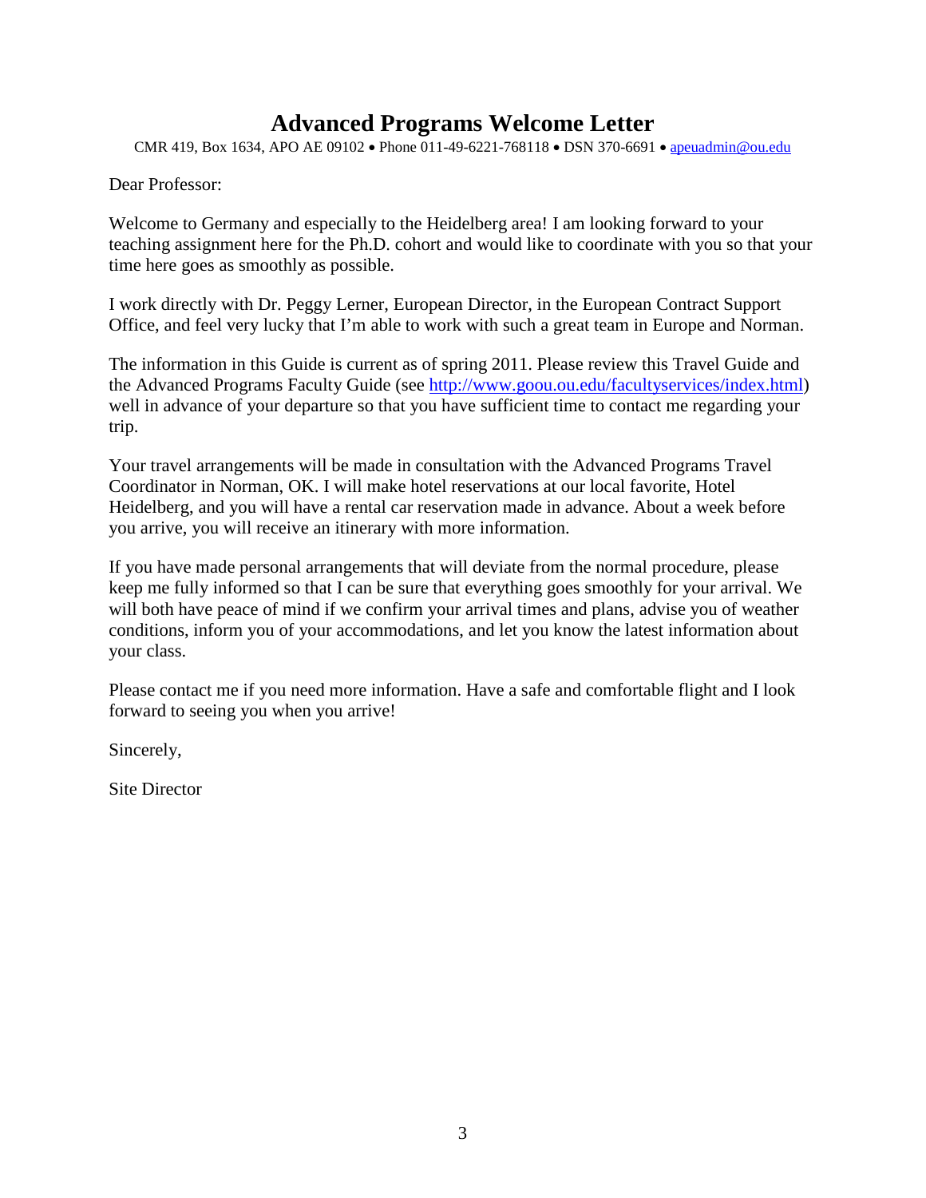# Advanced Programs Welcome Letter

CMR 419, Box 1634, APO AE 09102 • Phone 011-49-6221-768118 • DSN 370-6691 • apeuadmin@ou.edu

Dear Professor:

Welcome to Germany and especially to the Heidelberg area! I am looking forward to your teaching assignment here for the Ph.D. cohort and would like to coordinate with you so that your time here goes as smoothly as possible.

I work directly with Dr. Peggy Lerner, European Director, in the European Contract Support Office, and feel very lucky that I'm able to work with such a great team in Europe and Norman.

The information in this Guide is current as of spring 2011. Please review this Travel Guide and the Advanced Programs Faculty Guide (see http://www.goou.ou.edu/facultyservices/index.html) well in advance of your departure so that you have sufficient time to contact me regarding your trip.

Your travel arrangements will be made in consultation with the Advanced Programs Travel Coordinator in Norman, OK. I will make hotel reservations at our local favorite, Hotel Heidelberg, and you will have a rental car reservation made in advance. About a week before you arrive, you will receive an itinerary with more information.

If you have made personal arrangements that will deviate from the normal procedure, please keep me fully informed so that I can be sure that everything goes smoothly for your arrival. We will both have peace of mind if we confirm your arrival times and plans, advise you of weather conditions, inform you of your accommodations, and let you know the latest information about your class.

Please contact me if you need more information. Have a safe and comfortable flight and I look forward to seeing you when you arrive!

Sincerely,

Site Director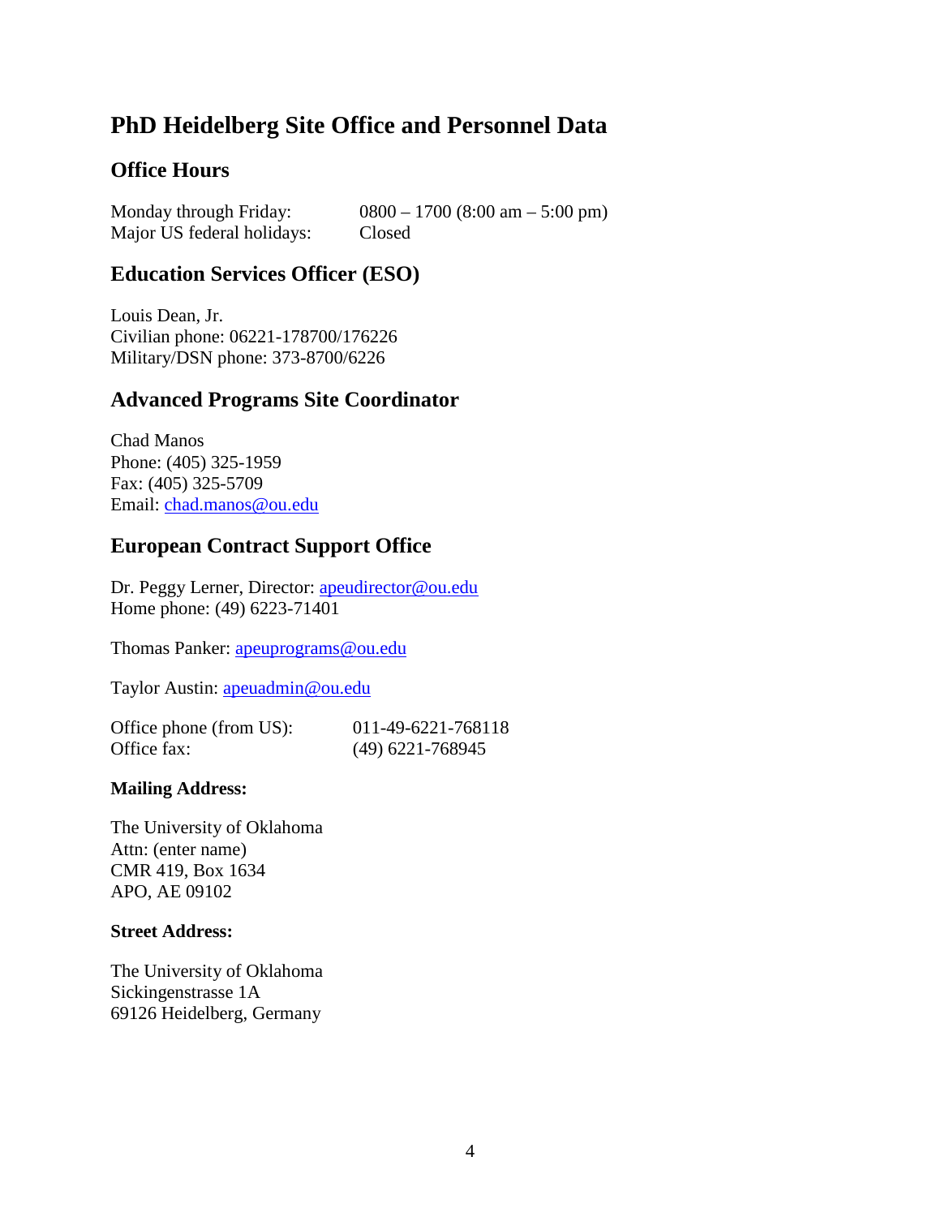# PhD Heidelberg Site Office and Personnel Data

## Office Hours

| | |
|---|---|
| Monday through Friday: | 0800 – 1700 (8:00 am – 5:00 pm) |
| Major US federal holidays: | Closed |

## Education Services Officer (ESO)

Louis Dean, Jr.
Civilian phone: 06221-178700/176226
Military/DSN phone: 373-8700/6226

## Advanced Programs Site Coordinator

Chad Manos
Phone: (405) 325-1959
Fax: (405) 325-5709
Email: chad.manos@ou.edu

## European Contract Support Office

Dr. Peggy Lerner, Director: apeudirector@ou.edu
Home phone: (49) 6223-71401

Thomas Panker: apeuprograms@ou.edu

Taylor Austin: apeuadmin@ou.edu

| | |
|---|---|
| Office phone (from US): | 011-49-6221-768118 |
| Office fax: | (49) 6221-768945 |

**Mailing Address:**

The University of Oklahoma
Attn: (enter name)
CMR 419, Box 1634
APO, AE 09102

**Street Address:**

The University of Oklahoma
Sickingenstrasse 1A
69126 Heidelberg, Germany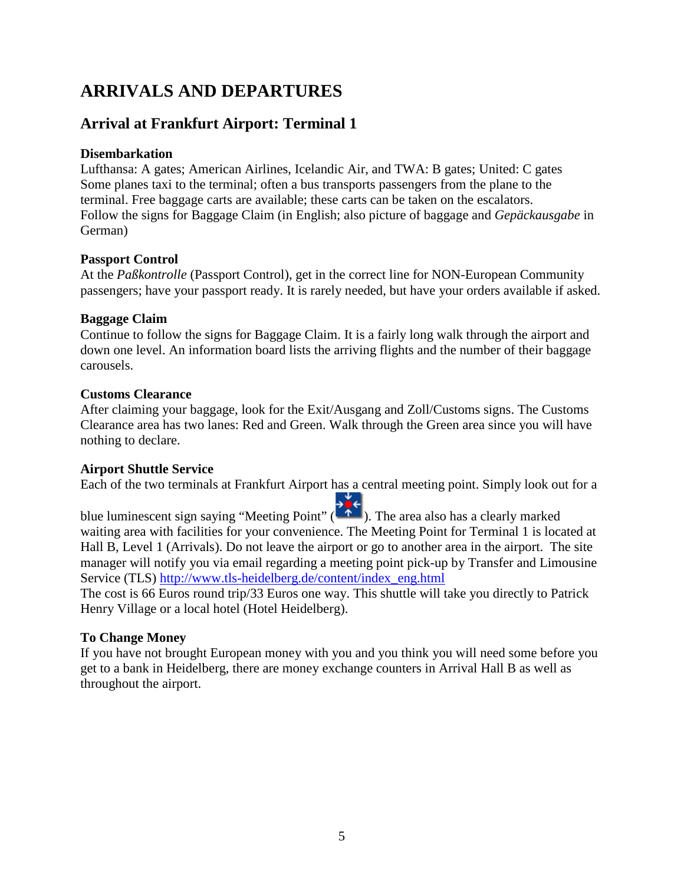# ARRIVALS AND DEPARTURES

## Arrival at Frankfurt Airport: Terminal 1

**Disembarkation**

Lufthansa: A gates; American Airlines, Icelandic Air, and TWA: B gates; United: C gates
Some planes taxi to the terminal; often a bus transports passengers from the plane to the terminal. Free baggage carts are available; these carts can be taken on the escalators.
Follow the signs for Baggage Claim (in English; also picture of baggage and *Gepäckausgabe* in German)

**Passport Control**

At the *Paßkontrolle* (Passport Control), get in the correct line for NON-European Community passengers; have your passport ready. It is rarely needed, but have your orders available if asked.

**Baggage Claim**

Continue to follow the signs for Baggage Claim. It is a fairly long walk through the airport and down one level. An information board lists the arriving flights and the number of their baggage carousels.

**Customs Clearance**

After claiming your baggage, look for the Exit/Ausgang and Zoll/Customs signs. The Customs Clearance area has two lanes: Red and Green. Walk through the Green area since you will have nothing to declare.

**Airport Shuttle Service**

Each of the two terminals at Frankfurt Airport has a central meeting point. Simply look out for a blue luminescent sign saying "Meeting Point" ( ). The area also has a clearly marked waiting area with facilities for your convenience. The Meeting Point for Terminal 1 is located at Hall B, Level 1 (Arrivals). Do not leave the airport or go to another area in the airport. The site manager will notify you via email regarding a meeting point pick-up by Transfer and Limousine Service (TLS) http://www.tls-heidelberg.de/content/index_eng.html
The cost is 66 Euros round trip/33 Euros one way. This shuttle will take you directly to Patrick Henry Village or a local hotel (Hotel Heidelberg).

**To Change Money**

If you have not brought European money with you and you think you will need some before you get to a bank in Heidelberg, there are money exchange counters in Arrival Hall B as well as throughout the airport.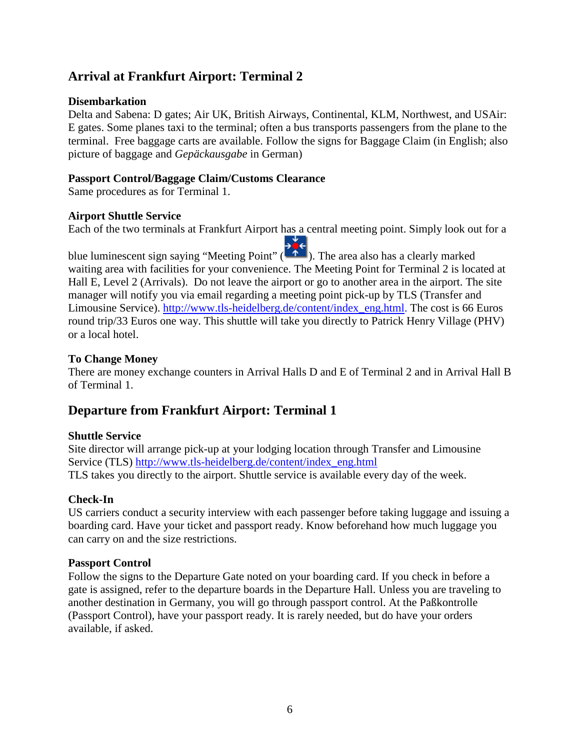## Arrival at Frankfurt Airport: Terminal 2

### Disembarkation

Delta and Sabena: D gates; Air UK, British Airways, Continental, KLM, Northwest, and USAir: E gates. Some planes taxi to the terminal; often a bus transports passengers from the plane to the terminal. Free baggage carts are available. Follow the signs for Baggage Claim (in English; also picture of baggage and *Gepäckausgabe* in German)

### Passport Control/Baggage Claim/Customs Clearance

Same procedures as for Terminal 1.

### Airport Shuttle Service

Each of the two terminals at Frankfurt Airport has a central meeting point. Simply look out for a blue luminescent sign saying "Meeting Point" ( ). The area also has a clearly marked waiting area with facilities for your convenience. The Meeting Point for Terminal 2 is located at Hall E, Level 2 (Arrivals). Do not leave the airport or go to another area in the airport. The site manager will notify you via email regarding a meeting point pick-up by TLS (Transfer and Limousine Service). http://www.tls-heidelberg.de/content/index_eng.html. The cost is 66 Euros round trip/33 Euros one way. This shuttle will take you directly to Patrick Henry Village (PHV) or a local hotel.

### To Change Money

There are money exchange counters in Arrival Halls D and E of Terminal 2 and in Arrival Hall B of Terminal 1.

## Departure from Frankfurt Airport: Terminal 1

### Shuttle Service

Site director will arrange pick-up at your lodging location through Transfer and Limousine Service (TLS) http://www.tls-heidelberg.de/content/index_eng.html
TLS takes you directly to the airport. Shuttle service is available every day of the week.

### Check-In

US carriers conduct a security interview with each passenger before taking luggage and issuing a boarding card. Have your ticket and passport ready. Know beforehand how much luggage you can carry on and the size restrictions.

### Passport Control

Follow the signs to the Departure Gate noted on your boarding card. If you check in before a gate is assigned, refer to the departure boards in the Departure Hall. Unless you are traveling to another destination in Germany, you will go through passport control. At the Paßkontrolle (Passport Control), have your passport ready. It is rarely needed, but do have your orders available, if asked.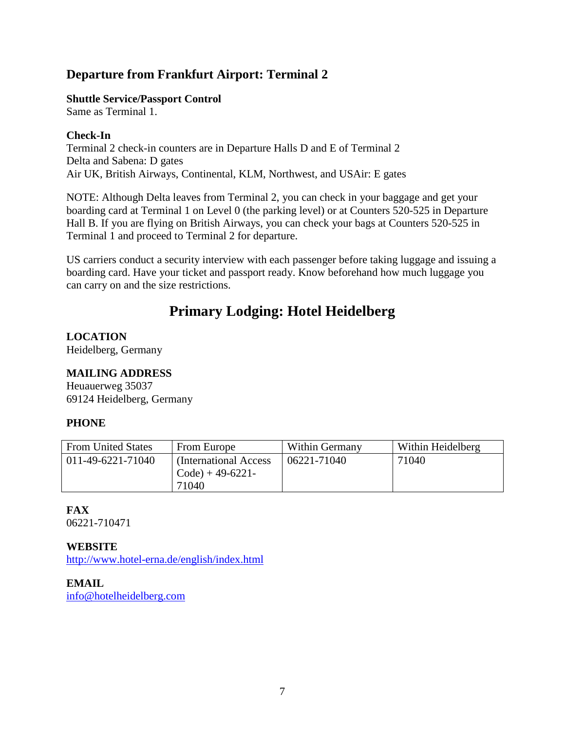## Departure from Frankfurt Airport: Terminal 2

**Shuttle Service/Passport Control**
Same as Terminal 1.

**Check-In**
Terminal 2 check-in counters are in Departure Halls D and E of Terminal 2
Delta and Sabena: D gates
Air UK, British Airways, Continental, KLM, Northwest, and USAir: E gates

NOTE: Although Delta leaves from Terminal 2, you can check in your baggage and get your boarding card at Terminal 1 on Level 0 (the parking level) or at Counters 520-525 in Departure Hall B. If you are flying on British Airways, you can check your bags at Counters 520-525 in Terminal 1 and proceed to Terminal 2 for departure.

US carriers conduct a security interview with each passenger before taking luggage and issuing a boarding card. Have your ticket and passport ready. Know beforehand how much luggage you can carry on and the size restrictions.

# Primary Lodging: Hotel Heidelberg

**LOCATION**
Heidelberg, Germany

**MAILING ADDRESS**
Heuauerweg 35037
69124 Heidelberg, Germany

**PHONE**

| From United States | From Europe | Within Germany | Within Heidelberg |
|---|---|---|---|
| 011-49-6221-71040 | (International Access Code) + 49-6221-71040 | 06221-71040 | 71040 |

**FAX**
06221-710471

**WEBSITE**
http://www.hotel-erna.de/english/index.html

**EMAIL**
info@hotelheidelberg.com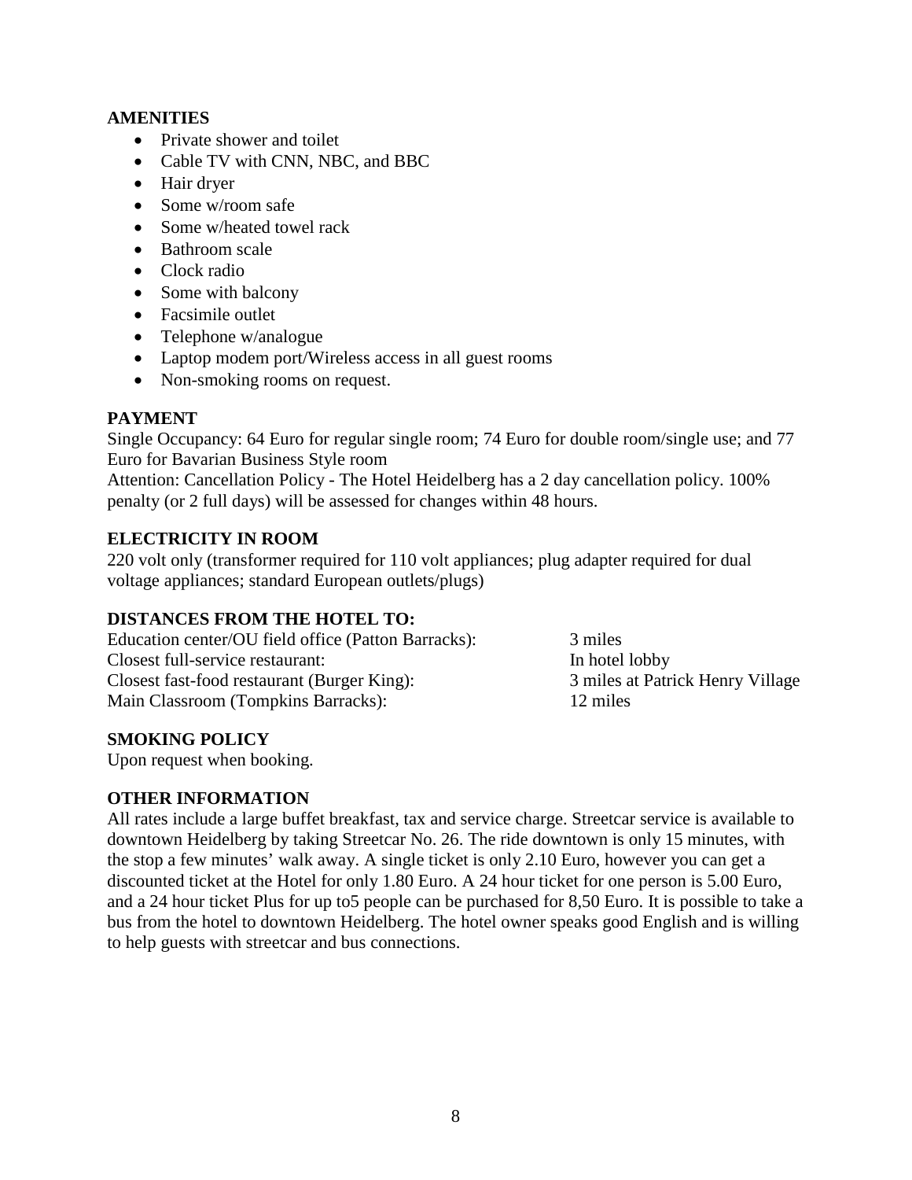**AMENITIES**

- Private shower and toilet
- Cable TV with CNN, NBC, and BBC
- Hair dryer
- Some w/room safe
- Some w/heated towel rack
- Bathroom scale
- Clock radio
- Some with balcony
- Facsimile outlet
- Telephone w/analogue
- Laptop modem port/Wireless access in all guest rooms
- Non-smoking rooms on request.

**PAYMENT**

Single Occupancy: 64 Euro for regular single room; 74 Euro for double room/single use; and 77 Euro for Bavarian Business Style room

Attention: Cancellation Policy - The Hotel Heidelberg has a 2 day cancellation policy. 100% penalty (or 2 full days) will be assessed for changes within 48 hours.

**ELECTRICITY IN ROOM**

220 volt only (transformer required for 110 volt appliances; plug adapter required for dual voltage appliances; standard European outlets/plugs)

**DISTANCES FROM THE HOTEL TO:**

| | |
|---|---|
| Education center/OU field office (Patton Barracks): | 3 miles |
| Closest full-service restaurant: | In hotel lobby |
| Closest fast-food restaurant (Burger King): | 3 miles at Patrick Henry Village |
| Main Classroom (Tompkins Barracks): | 12 miles |

**SMOKING POLICY**

Upon request when booking.

**OTHER INFORMATION**

All rates include a large buffet breakfast, tax and service charge. Streetcar service is available to downtown Heidelberg by taking Streetcar No. 26. The ride downtown is only 15 minutes, with the stop a few minutes' walk away. A single ticket is only 2.10 Euro, however you can get a discounted ticket at the Hotel for only 1.80 Euro. A 24 hour ticket for one person is 5.00 Euro, and a 24 hour ticket Plus for up to5 people can be purchased for 8,50 Euro. It is possible to take a bus from the hotel to downtown Heidelberg. The hotel owner speaks good English and is willing to help guests with streetcar and bus connections.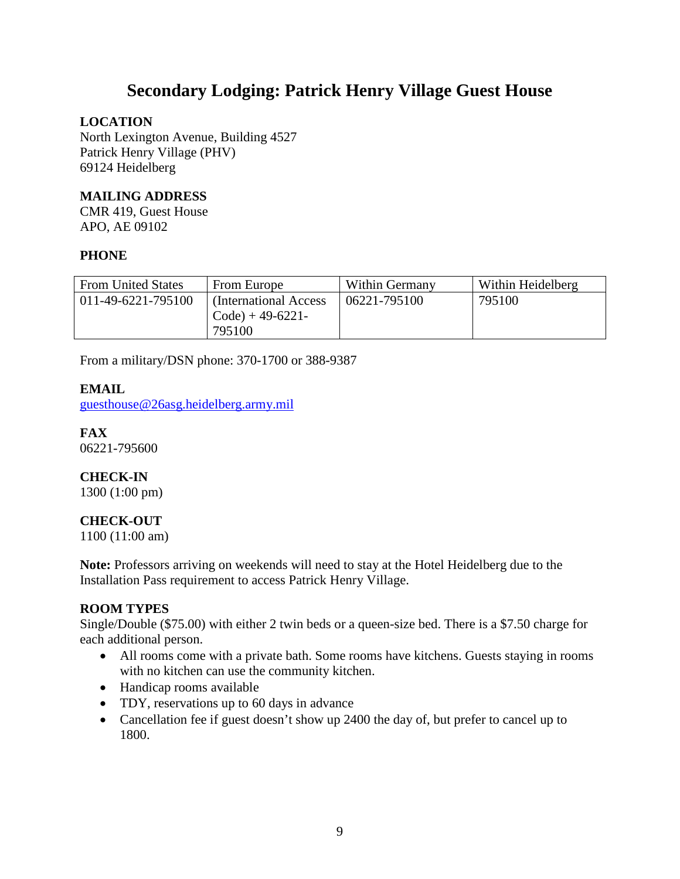# Secondary Lodging: Patrick Henry Village Guest House

**LOCATION**
North Lexington Avenue, Building 4527
Patrick Henry Village (PHV)
69124 Heidelberg

**MAILING ADDRESS**
CMR 419, Guest House
APO, AE 09102

**PHONE**

| From United States | From Europe | Within Germany | Within Heidelberg |
|---|---|---|---|
| 011-49-6221-795100 | (International Access Code) + 49-6221-795100 | 06221-795100 | 795100 |

From a military/DSN phone: 370-1700 or 388-9387

**EMAIL**
guesthouse@26asg.heidelberg.army.mil

**FAX**
06221-795600

**CHECK-IN**
1300 (1:00 pm)

**CHECK-OUT**
1100 (11:00 am)

**Note:** Professors arriving on weekends will need to stay at the Hotel Heidelberg due to the Installation Pass requirement to access Patrick Henry Village.

**ROOM TYPES**
Single/Double ($75.00) with either 2 twin beds or a queen-size bed. There is a $7.50 charge for each additional person.

- All rooms come with a private bath. Some rooms have kitchens. Guests staying in rooms with no kitchen can use the community kitchen.
- Handicap rooms available
- TDY, reservations up to 60 days in advance
- Cancellation fee if guest doesn't show up 2400 the day of, but prefer to cancel up to 1800.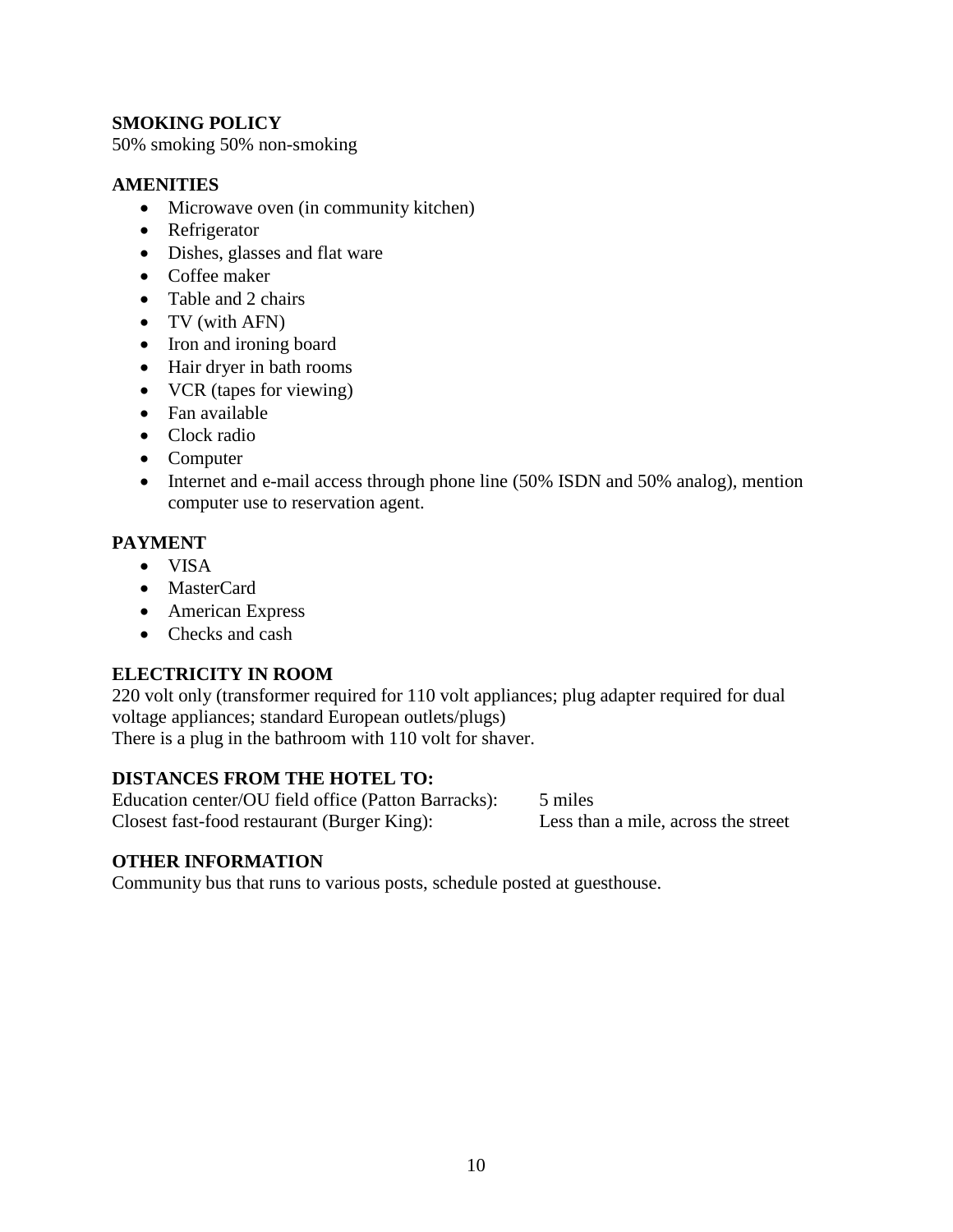**SMOKING POLICY**
50% smoking 50% non-smoking

**AMENITIES**

- Microwave oven (in community kitchen)
- Refrigerator
- Dishes, glasses and flat ware
- Coffee maker
- Table and 2 chairs
- TV (with AFN)
- Iron and ironing board
- Hair dryer in bath rooms
- VCR (tapes for viewing)
- Fan available
- Clock radio
- Computer
- Internet and e-mail access through phone line (50% ISDN and 50% analog), mention computer use to reservation agent.

**PAYMENT**

- VISA
- MasterCard
- American Express
- Checks and cash

**ELECTRICITY IN ROOM**
220 volt only (transformer required for 110 volt appliances; plug adapter required for dual voltage appliances; standard European outlets/plugs)
There is a plug in the bathroom with 110 volt for shaver.

**DISTANCES FROM THE HOTEL TO:**

| | |
|---|---|
| Education center/OU field office (Patton Barracks): | 5 miles |
| Closest fast-food restaurant (Burger King): | Less than a mile, across the street |

**OTHER INFORMATION**
Community bus that runs to various posts, schedule posted at guesthouse.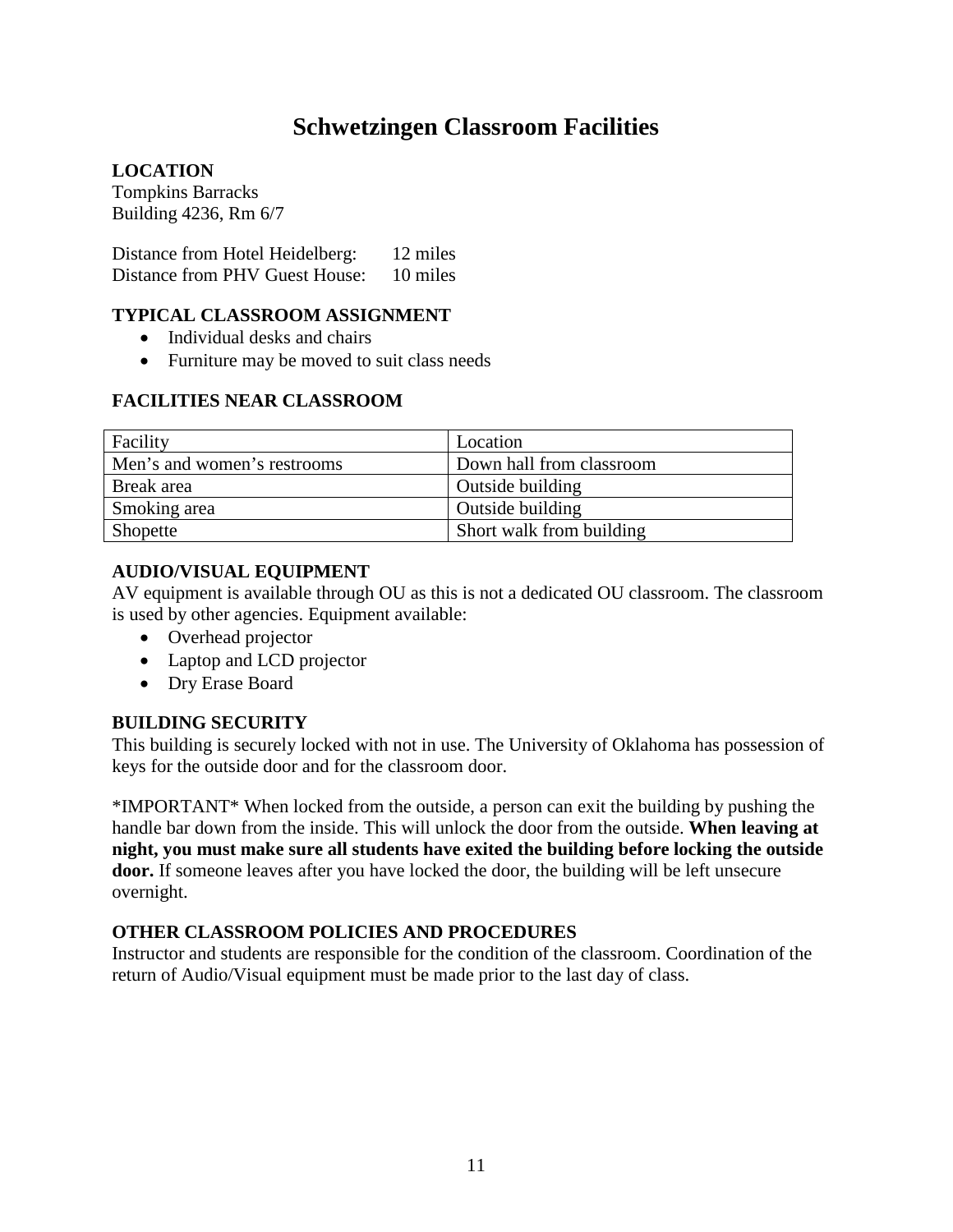# Schwetzingen Classroom Facilities

**LOCATION**

Tompkins Barracks
Building 4236, Rm 6/7

Distance from Hotel Heidelberg: 12 miles
Distance from PHV Guest House: 10 miles

**TYPICAL CLASSROOM ASSIGNMENT**

- Individual desks and chairs
- Furniture may be moved to suit class needs

**FACILITIES NEAR CLASSROOM**

| Facility | Location |
|---|---|
| Men's and women's restrooms | Down hall from classroom |
| Break area | Outside building |
| Smoking area | Outside building |
| Shopette | Short walk from building |

**AUDIO/VISUAL EQUIPMENT**

AV equipment is available through OU as this is not a dedicated OU classroom. The classroom is used by other agencies. Equipment available:

- Overhead projector
- Laptop and LCD projector
- Dry Erase Board

**BUILDING SECURITY**

This building is securely locked with not in use. The University of Oklahoma has possession of keys for the outside door and for the classroom door.

*IMPORTANT* When locked from the outside, a person can exit the building by pushing the handle bar down from the inside. This will unlock the door from the outside. **When leaving at night, you must make sure all students have exited the building before locking the outside door.** If someone leaves after you have locked the door, the building will be left unsecure overnight.

**OTHER CLASSROOM POLICIES AND PROCEDURES**

Instructor and students are responsible for the condition of the classroom. Coordination of the return of Audio/Visual equipment must be made prior to the last day of class.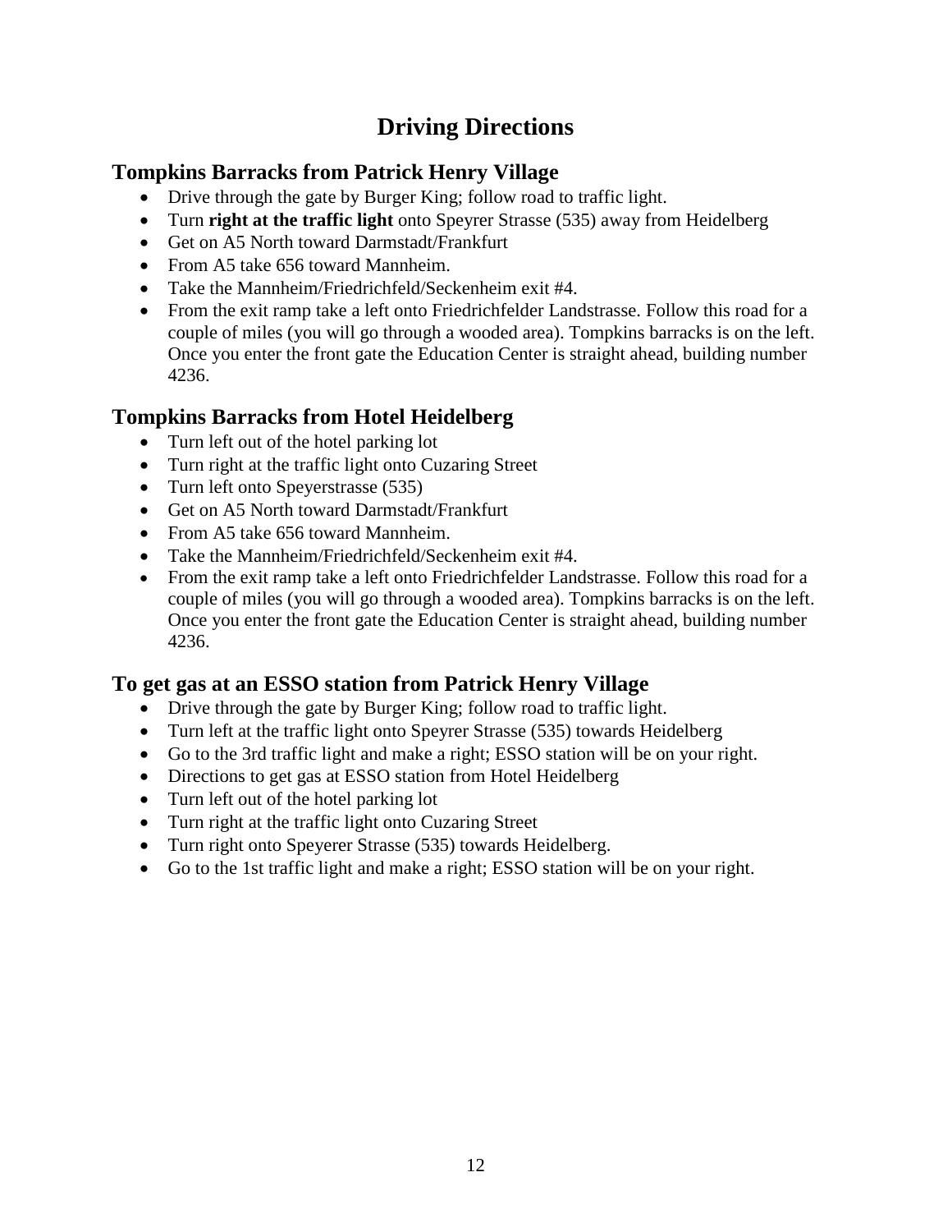# Driving Directions

## Tompkins Barracks from Patrick Henry Village

- Drive through the gate by Burger King; follow road to traffic light.
- Turn **right at the traffic light** onto Speyrer Strasse (535) away from Heidelberg
- Get on A5 North toward Darmstadt/Frankfurt
- From A5 take 656 toward Mannheim.
- Take the Mannheim/Friedrichfeld/Seckenheim exit #4.
- From the exit ramp take a left onto Friedrichfelder Landstrasse. Follow this road for a couple of miles (you will go through a wooded area). Tompkins barracks is on the left. Once you enter the front gate the Education Center is straight ahead, building number 4236.

## Tompkins Barracks from Hotel Heidelberg

- Turn left out of the hotel parking lot
- Turn right at the traffic light onto Cuzaring Street
- Turn left onto Speyerstrasse (535)
- Get on A5 North toward Darmstadt/Frankfurt
- From A5 take 656 toward Mannheim.
- Take the Mannheim/Friedrichfeld/Seckenheim exit #4.
- From the exit ramp take a left onto Friedrichfelder Landstrasse. Follow this road for a couple of miles (you will go through a wooded area). Tompkins barracks is on the left. Once you enter the front gate the Education Center is straight ahead, building number 4236.

## To get gas at an ESSO station from Patrick Henry Village

- Drive through the gate by Burger King; follow road to traffic light.
- Turn left at the traffic light onto Speyrer Strasse (535) towards Heidelberg
- Go to the 3rd traffic light and make a right; ESSO station will be on your right.
- Directions to get gas at ESSO station from Hotel Heidelberg
- Turn left out of the hotel parking lot
- Turn right at the traffic light onto Cuzaring Street
- Turn right onto Speyerer Strasse (535) towards Heidelberg.
- Go to the 1st traffic light and make a right; ESSO station will be on your right.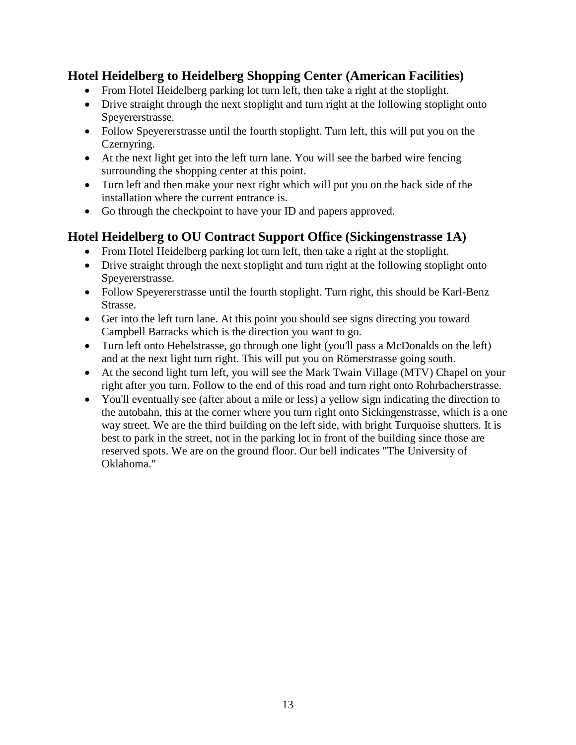### Hotel Heidelberg to Heidelberg Shopping Center (American Facilities)

- From Hotel Heidelberg parking lot turn left, then take a right at the stoplight.
- Drive straight through the next stoplight and turn right at the following stoplight onto Speyererstrasse.
- Follow Speyererstrasse until the fourth stoplight. Turn left, this will put you on the Czernyring.
- At the next light get into the left turn lane. You will see the barbed wire fencing surrounding the shopping center at this point.
- Turn left and then make your next right which will put you on the back side of the installation where the current entrance is.
- Go through the checkpoint to have your ID and papers approved.

### Hotel Heidelberg to OU Contract Support Office (Sickingenstrasse 1A)

- From Hotel Heidelberg parking lot turn left, then take a right at the stoplight.
- Drive straight through the next stoplight and turn right at the following stoplight onto Speyererstrasse.
- Follow Speyererstrasse until the fourth stoplight. Turn right, this should be Karl-Benz Strasse.
- Get into the left turn lane. At this point you should see signs directing you toward Campbell Barracks which is the direction you want to go.
- Turn left onto Hebelstrasse, go through one light (you'll pass a McDonalds on the left) and at the next light turn right. This will put you on Römerstrasse going south.
- At the second light turn left, you will see the Mark Twain Village (MTV) Chapel on your right after you turn. Follow to the end of this road and turn right onto Rohrbacherstrasse.
- You'll eventually see (after about a mile or less) a yellow sign indicating the direction to the autobahn, this at the corner where you turn right onto Sickingenstrasse, which is a one way street. We are the third building on the left side, with bright Turquoise shutters. It is best to park in the street, not in the parking lot in front of the building since those are reserved spots. We are on the ground floor. Our bell indicates "The University of Oklahoma."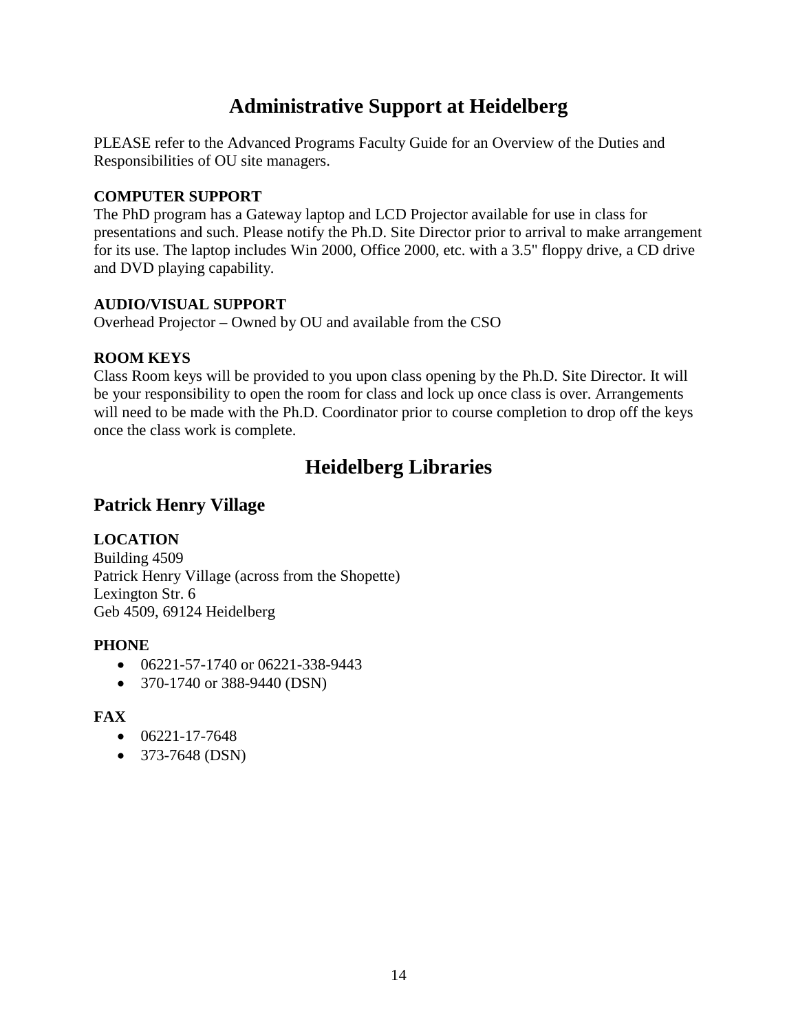# Administrative Support at Heidelberg

PLEASE refer to the Advanced Programs Faculty Guide for an Overview of the Duties and Responsibilities of OU site managers.

**COMPUTER SUPPORT**
The PhD program has a Gateway laptop and LCD Projector available for use in class for presentations and such. Please notify the Ph.D. Site Director prior to arrival to make arrangement for its use. The laptop includes Win 2000, Office 2000, etc. with a 3.5" floppy drive, a CD drive and DVD playing capability.

**AUDIO/VISUAL SUPPORT**
Overhead Projector – Owned by OU and available from the CSO

**ROOM KEYS**
Class Room keys will be provided to you upon class opening by the Ph.D. Site Director. It will be your responsibility to open the room for class and lock up once class is over. Arrangements will need to be made with the Ph.D. Coordinator prior to course completion to drop off the keys once the class work is complete.

# Heidelberg Libraries

## Patrick Henry Village

**LOCATION**
Building 4509
Patrick Henry Village (across from the Shopette)
Lexington Str. 6
Geb 4509, 69124 Heidelberg

**PHONE**

- 06221-57-1740 or 06221-338-9443
- 370-1740 or 388-9440 (DSN)

**FAX**

- 06221-17-7648
- 373-7648 (DSN)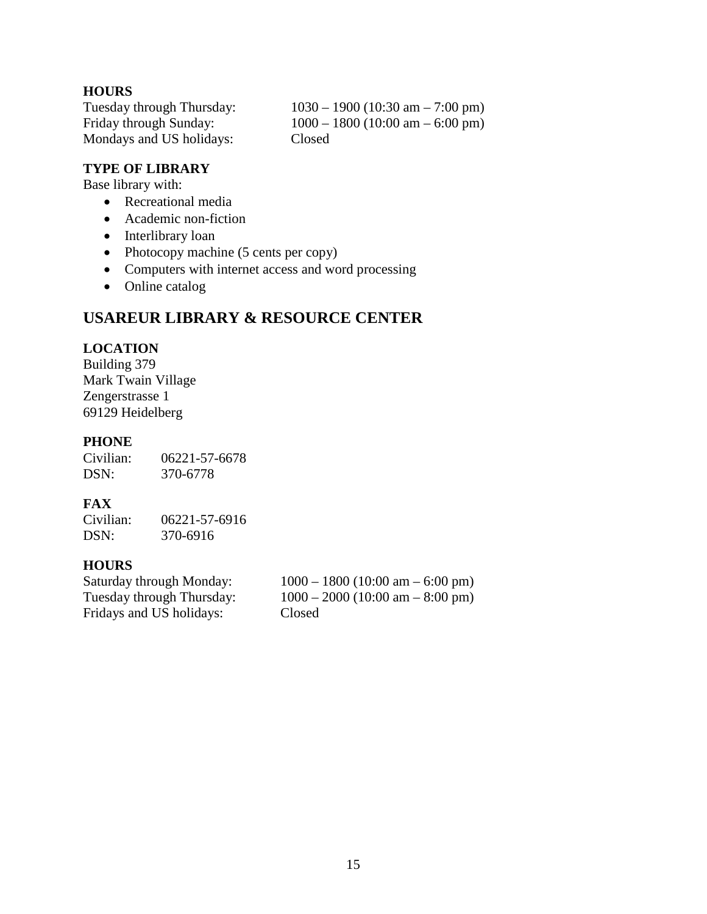**HOURS**

| | |
|---|---|
| Tuesday through Thursday: | 1030 – 1900 (10:30 am – 7:00 pm) |
| Friday through Sunday: | 1000 – 1800 (10:00 am – 6:00 pm) |
| Mondays and US holidays: | Closed |

**TYPE OF LIBRARY**

Base library with:

- Recreational media
- Academic non-fiction
- Interlibrary loan
- Photocopy machine (5 cents per copy)
- Computers with internet access and word processing
- Online catalog

## USAREUR LIBRARY & RESOURCE CENTER

**LOCATION**

Building 379
Mark Twain Village
Zengerstrasse 1
69129 Heidelberg

**PHONE**

| | |
|---|---|
| Civilian: | 06221-57-6678 |
| DSN: | 370-6778 |

**FAX**

| | |
|---|---|
| Civilian: | 06221-57-6916 |
| DSN: | 370-6916 |

**HOURS**

| | |
|---|---|
| Saturday through Monday: | 1000 – 1800 (10:00 am – 6:00 pm) |
| Tuesday through Thursday: | 1000 – 2000 (10:00 am – 8:00 pm) |
| Fridays and US holidays: | Closed |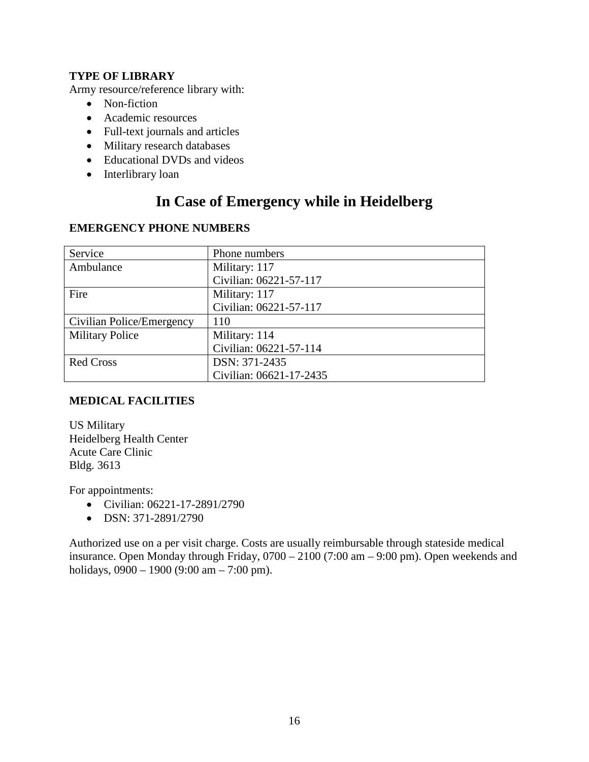**TYPE OF LIBRARY**

Army resource/reference library with:

- Non-fiction
- Academic resources
- Full-text journals and articles
- Military research databases
- Educational DVDs and videos
- Interlibrary loan

# In Case of Emergency while in Heidelberg

**EMERGENCY PHONE NUMBERS**

| Service | Phone numbers |
| --- | --- |
| Ambulance | Military: 117<br>Civilian: 06221-57-117 |
| Fire | Military: 117<br>Civilian: 06221-57-117 |
| Civilian Police/Emergency | 110 |
| Military Police | Military: 114<br>Civilian: 06221-57-114 |
| Red Cross | DSN: 371-2435<br>Civilian: 06621-17-2435 |

**MEDICAL FACILITIES**

US Military
Heidelberg Health Center
Acute Care Clinic
Bldg. 3613

For appointments:

- Civilian: 06221-17-2891/2790
- DSN: 371-2891/2790

Authorized use on a per visit charge. Costs are usually reimbursable through stateside medical insurance. Open Monday through Friday, 0700 – 2100 (7:00 am – 9:00 pm). Open weekends and holidays, 0900 – 1900 (9:00 am – 7:00 pm).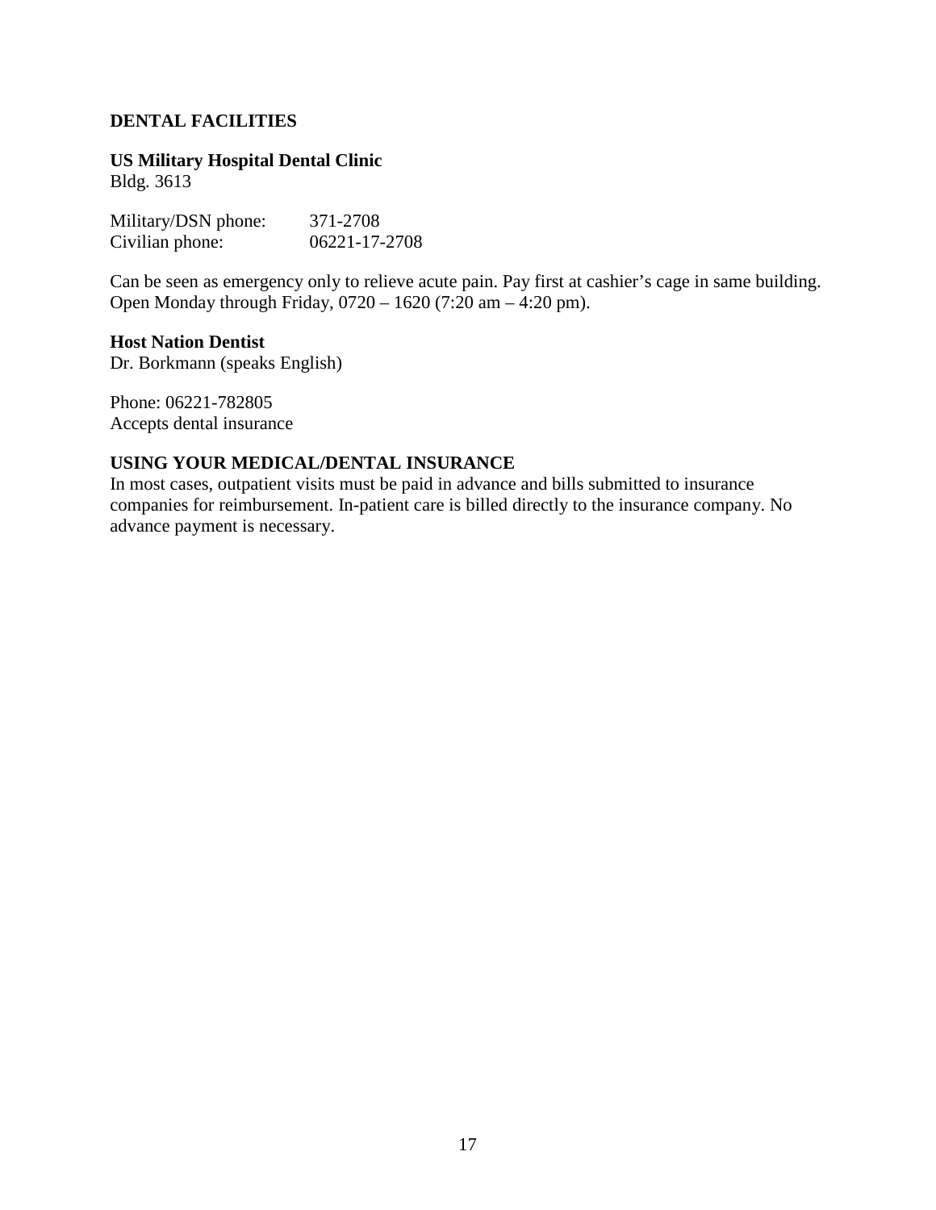## DENTAL FACILITIES

### US Military Hospital Dental Clinic

Bldg. 3613

| | |
|---|---|
| Military/DSN phone: | 371-2708 |
| Civilian phone: | 06221-17-2708 |

Can be seen as emergency only to relieve acute pain. Pay first at cashier's cage in same building. Open Monday through Friday, 0720 – 1620 (7:20 am – 4:20 pm).

### Host Nation Dentist

Dr. Borkmann (speaks English)

Phone: 06221-782805
Accepts dental insurance

## USING YOUR MEDICAL/DENTAL INSURANCE

In most cases, outpatient visits must be paid in advance and bills submitted to insurance companies for reimbursement. In-patient care is billed directly to the insurance company. No advance payment is necessary.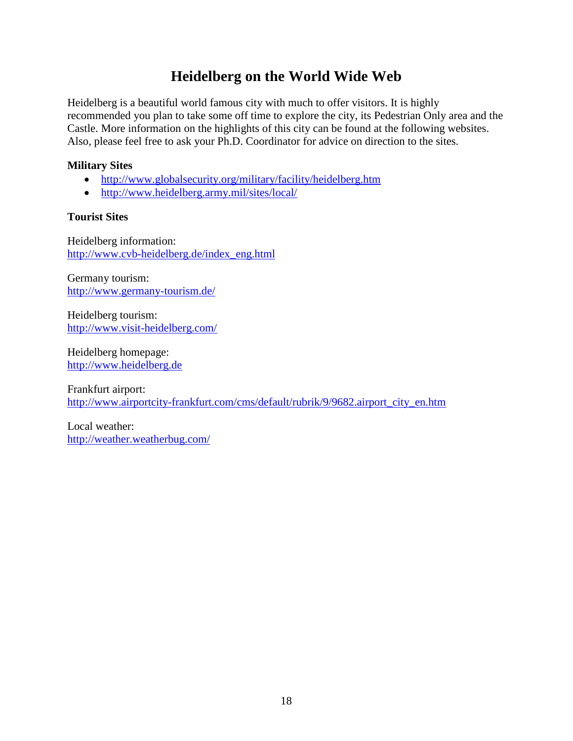# Heidelberg on the World Wide Web

Heidelberg is a beautiful world famous city with much to offer visitors. It is highly recommended you plan to take some off time to explore the city, its Pedestrian Only area and the Castle. More information on the highlights of this city can be found at the following websites. Also, please feel free to ask your Ph.D. Coordinator for advice on direction to the sites.

**Military Sites**

- http://www.globalsecurity.org/military/facility/heidelberg.htm
- http://www.heidelberg.army.mil/sites/local/

**Tourist Sites**

Heidelberg information:
http://www.cvb-heidelberg.de/index_eng.html

Germany tourism:
http://www.germany-tourism.de/

Heidelberg tourism:
http://www.visit-heidelberg.com/

Heidelberg homepage:
http://www.heidelberg.de

Frankfurt airport:
http://www.airportcity-frankfurt.com/cms/default/rubrik/9/9682.airport_city_en.htm

Local weather:
http://weather.weatherbug.com/